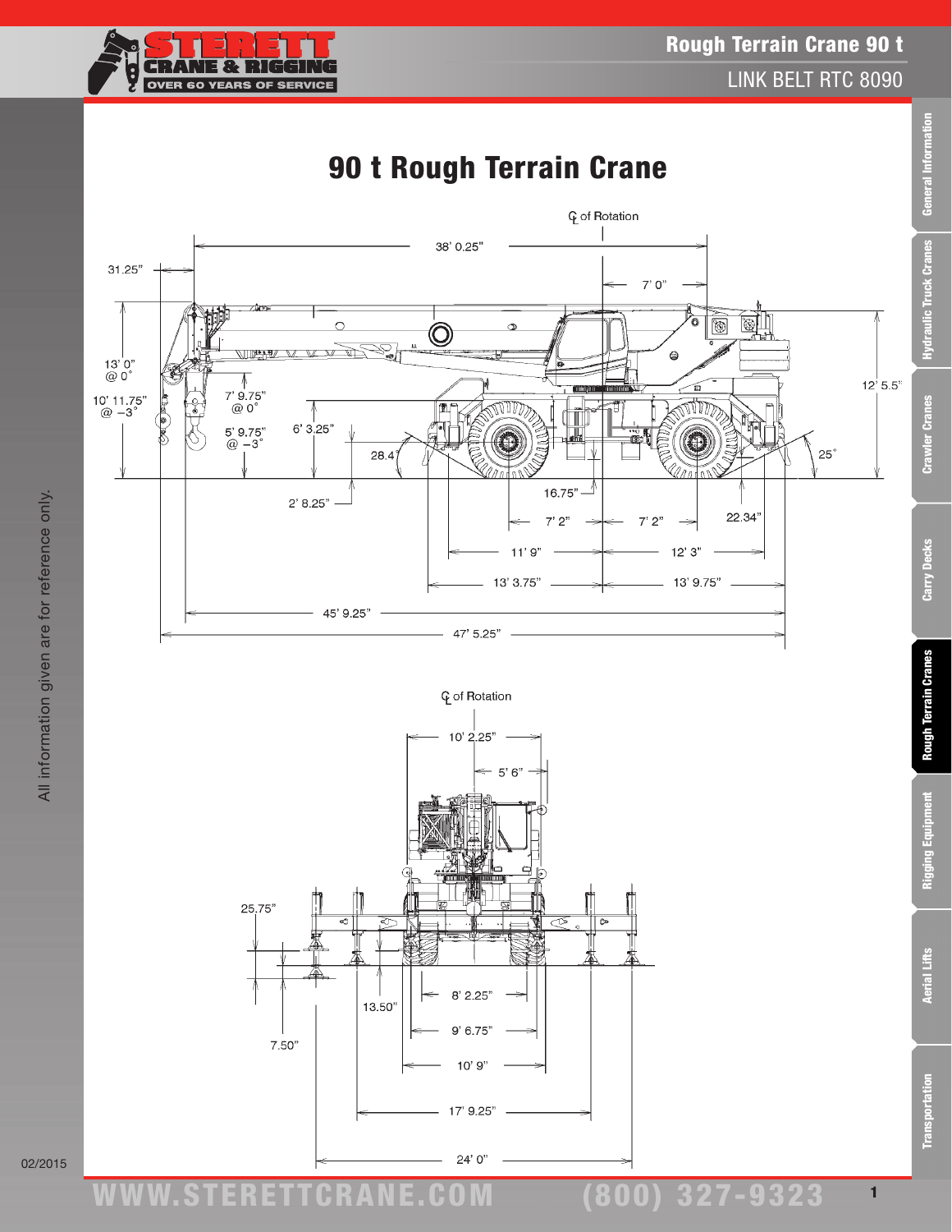# 90 t Rough Terrain Crane

℄ of Rotation

38' 0.25"

31.25"

7' 0"

13' 0" @ 0°

10' 11.75" @ −3°

7' 9.75" @ 0°

5' 9.75" @ −3°

6' 3.25"

28.4°

12' 5.5"

25°

2' 8.25"

16.75"

7' 2"

7' 2"

22.34"

11' 9"

12' 3"

13' 3.75"

13' 9.75"

45' 9.25"

47' 5.25"

℄ of Rotation

10' 2.25"

5' 6"

25.75"

13.50"

7.50"

8' 2.25"

9' 6.75"

10' 9"

17' 9.25"

24' 0"

All information given are for reference only.

02/2015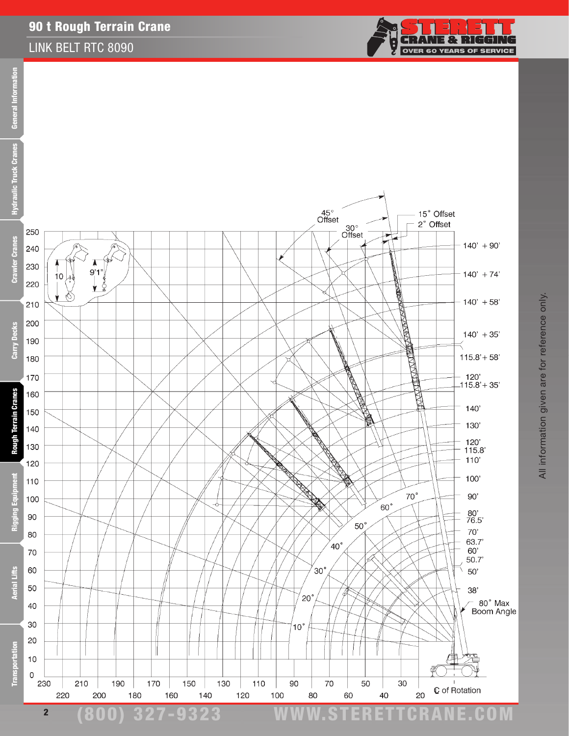# 90 t Rough Terrain Crane

## LINK BELT RTC 8090

45° Offset

30° Offset

15° Offset

2° Offset

140' + 90'

140' + 74'

140' + 58'

140' + 35'

115.8' + 58'

120'

115.8' + 35'

140'

130'

120'

115.8'

110'

100'

90'

80'

76.5'

70'

63.7'

60'

50.7'

50'

38'

80° Max Boom Angle

70°

60°

50°

40°

30°

20°

10°

10

9'1"

℄ of Rotation

250, 240, 230, 220, 210, 200, 190, 180, 170, 160, 150, 140, 130, 120, 110, 100, 90, 80, 70, 60, 50, 40, 30, 20, 10, 0

230, 220, 210, 200, 190, 180, 170, 160, 150, 140, 130, 120, 110, 100, 90, 80, 70, 60, 50, 40, 30, 20

All information given are for reference only.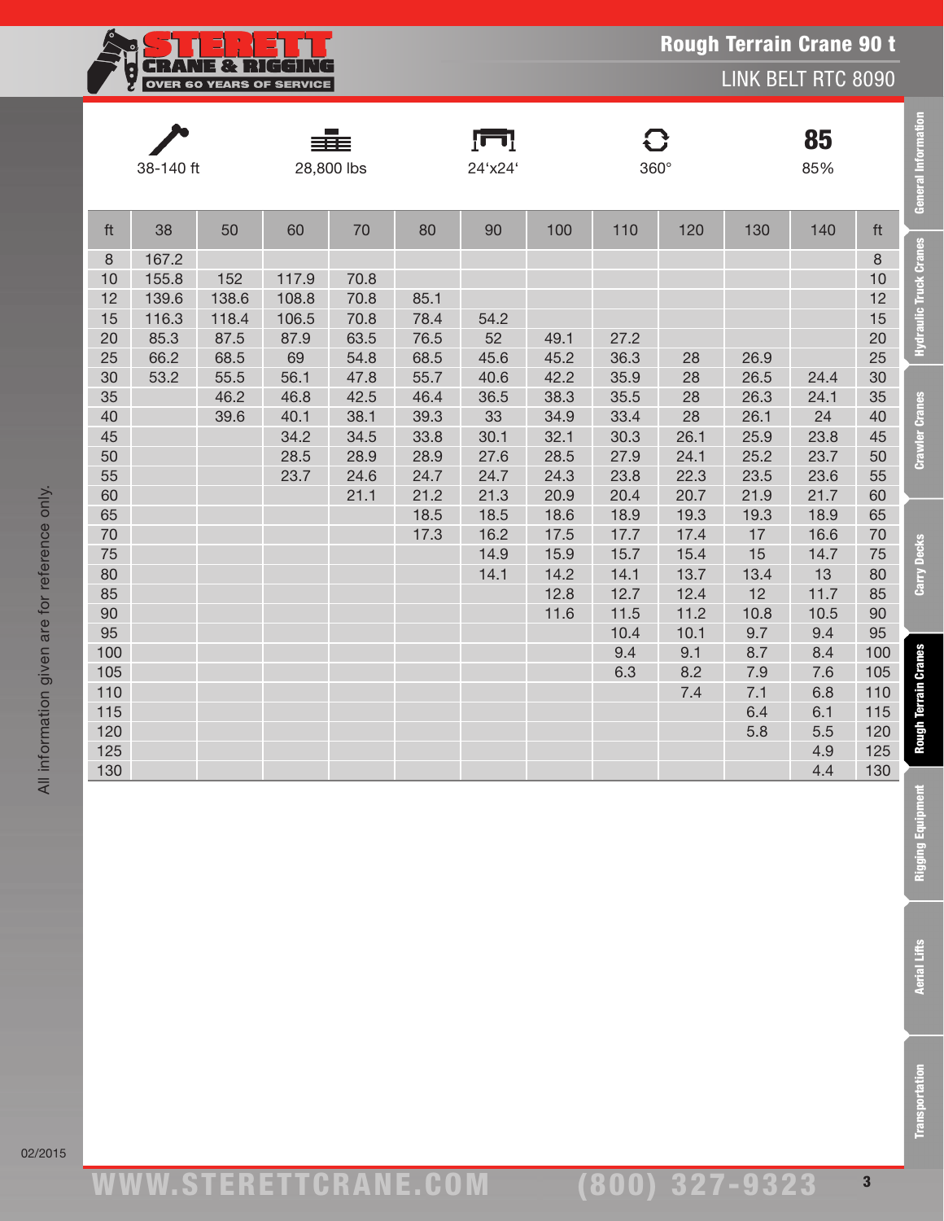# Rough Terrain Crane 90 t

## LINK BELT RTC 8090

| 38-140 ft | 28,800 lbs | 24'x24' | 360° | 85% |
|---|---|---|---|---|

| ft | 38 | 50 | 60 | 70 | 80 | 90 | 100 | 110 | 120 | 130 | 140 | ft |
|---|---|---|---|---|---|---|---|---|---|---|---|---|
| 8 | 167.2 | | | | | | | | | | | 8 |
| 10 | 155.8 | 152 | 117.9 | 70.8 | | | | | | | | 10 |
| 12 | 139.6 | 138.6 | 108.8 | 70.8 | 85.1 | | | | | | | 12 |
| 15 | 116.3 | 118.4 | 106.5 | 70.8 | 78.4 | 54.2 | | | | | | 15 |
| 20 | 85.3 | 87.5 | 87.9 | 63.5 | 76.5 | 52 | 49.1 | 27.2 | | | | 20 |
| 25 | 66.2 | 68.5 | 69 | 54.8 | 68.5 | 45.6 | 45.2 | 36.3 | 28 | 26.9 | | 25 |
| 30 | 53.2 | 55.5 | 56.1 | 47.8 | 55.7 | 40.6 | 42.2 | 35.9 | 28 | 26.5 | 24.4 | 30 |
| 35 | | 46.2 | 46.8 | 42.5 | 46.4 | 36.5 | 38.3 | 35.5 | 28 | 26.3 | 24.1 | 35 |
| 40 | | 39.6 | 40.1 | 38.1 | 39.3 | 33 | 34.9 | 33.4 | 28 | 26.1 | 24 | 40 |
| 45 | | | 34.2 | 34.5 | 33.8 | 30.1 | 32.1 | 30.3 | 26.1 | 25.9 | 23.8 | 45 |
| 50 | | | 28.5 | 28.9 | 28.9 | 27.6 | 28.5 | 27.9 | 24.1 | 25.2 | 23.7 | 50 |
| 55 | | | 23.7 | 24.6 | 24.7 | 24.7 | 24.3 | 23.8 | 22.3 | 23.5 | 23.6 | 55 |
| 60 | | | | 21.1 | 21.2 | 21.3 | 20.9 | 20.4 | 20.7 | 21.9 | 21.7 | 60 |
| 65 | | | | | 18.5 | 18.5 | 18.6 | 18.9 | 19.3 | 19.3 | 18.9 | 65 |
| 70 | | | | | 17.3 | 16.2 | 17.5 | 17.7 | 17.4 | 17 | 16.6 | 70 |
| 75 | | | | | | 14.9 | 15.9 | 15.7 | 15.4 | 15 | 14.7 | 75 |
| 80 | | | | | | 14.1 | 14.2 | 14.1 | 13.7 | 13.4 | 13 | 80 |
| 85 | | | | | | | 12.8 | 12.7 | 12.4 | 12 | 11.7 | 85 |
| 90 | | | | | | | 11.6 | 11.5 | 11.2 | 10.8 | 10.5 | 90 |
| 95 | | | | | | | | 10.4 | 10.1 | 9.7 | 9.4 | 95 |
| 100 | | | | | | | | 9.4 | 9.1 | 8.7 | 8.4 | 100 |
| 105 | | | | | | | | 6.3 | 8.2 | 7.9 | 7.6 | 105 |
| 110 | | | | | | | | | 7.4 | 7.1 | 6.8 | 110 |
| 115 | | | | | | | | | | 6.4 | 6.1 | 115 |
| 120 | | | | | | | | | | 5.8 | 5.5 | 120 |
| 125 | | | | | | | | | | | 4.9 | 125 |
| 130 | | | | | | | | | | | 4.4 | 130 |

All information given are for reference only.

02/2015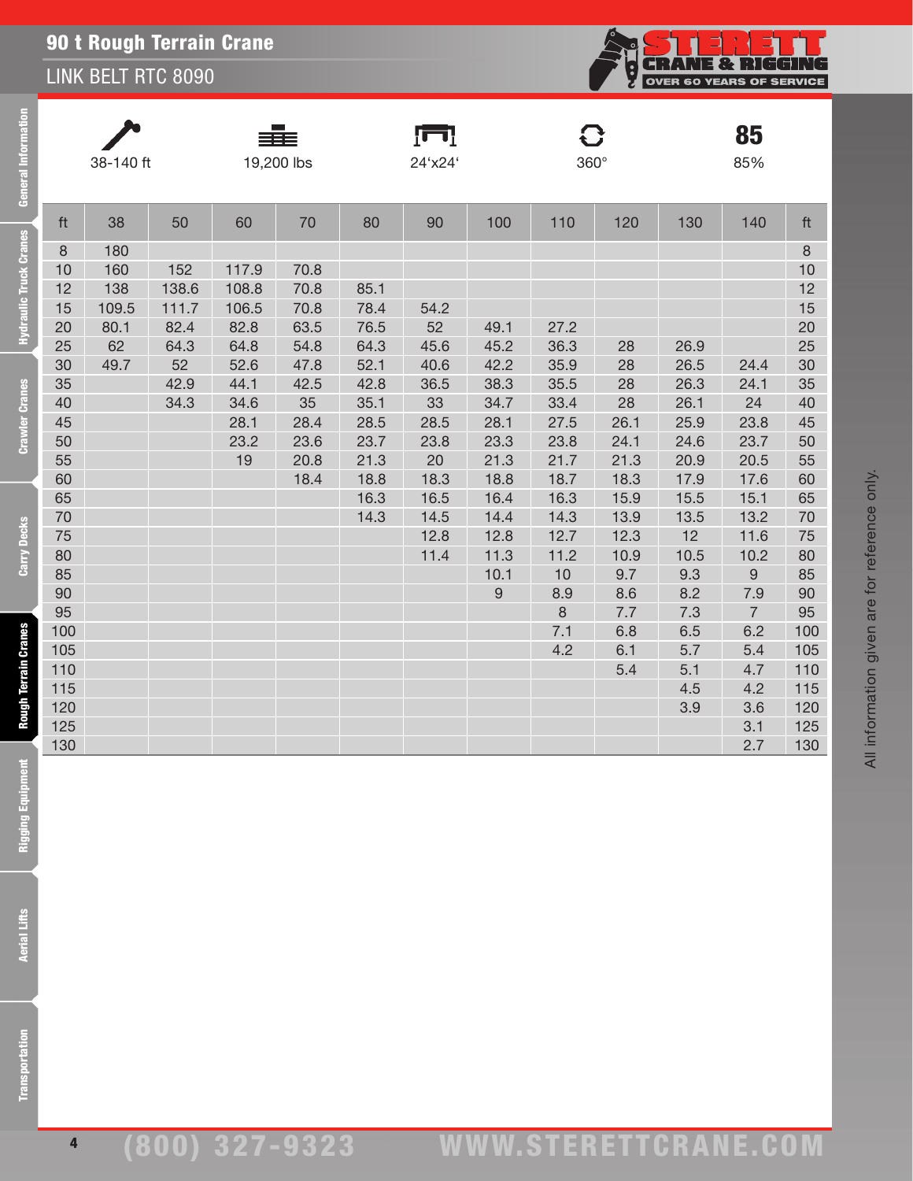# 90 t Rough Terrain Crane

## LINK BELT RTC 8090

| 38-140 ft | 19,200 lbs | 24'x24' | 360° | 85% |
|---|---|---|---|---|

| ft | 38 | 50 | 60 | 70 | 80 | 90 | 100 | 110 | 120 | 130 | 140 | ft |
|---|---|---|---|---|---|---|---|---|---|---|---|---|
| 8 | 180 | | | | | | | | | | | 8 |
| 10 | 160 | 152 | 117.9 | 70.8 | | | | | | | | 10 |
| 12 | 138 | 138.6 | 108.8 | 70.8 | 85.1 | | | | | | | 12 |
| 15 | 109.5 | 111.7 | 106.5 | 70.8 | 78.4 | 54.2 | | | | | | 15 |
| 20 | 80.1 | 82.4 | 82.8 | 63.5 | 76.5 | 52 | 49.1 | 27.2 | | | | 20 |
| 25 | 62 | 64.3 | 64.8 | 54.8 | 64.3 | 45.6 | 45.2 | 36.3 | 28 | 26.9 | | 25 |
| 30 | 49.7 | 52 | 52.6 | 47.8 | 52.1 | 40.6 | 42.2 | 35.9 | 28 | 26.5 | 24.4 | 30 |
| 35 | | 42.9 | 44.1 | 42.5 | 42.8 | 36.5 | 38.3 | 35.5 | 28 | 26.3 | 24.1 | 35 |
| 40 | | 34.3 | 34.6 | 35 | 35.1 | 33 | 34.7 | 33.4 | 28 | 26.1 | 24 | 40 |
| 45 | | | 28.1 | 28.4 | 28.5 | 28.5 | 28.1 | 27.5 | 26.1 | 25.9 | 23.8 | 45 |
| 50 | | | 23.2 | 23.6 | 23.7 | 23.8 | 23.3 | 23.8 | 24.1 | 24.6 | 23.7 | 50 |
| 55 | | | 19 | 20.8 | 21.3 | 20 | 21.3 | 21.7 | 21.3 | 20.9 | 20.5 | 55 |
| 60 | | | | 18.4 | 18.8 | 18.3 | 18.8 | 18.7 | 18.3 | 17.9 | 17.6 | 60 |
| 65 | | | | | 16.3 | 16.5 | 16.4 | 16.3 | 15.9 | 15.5 | 15.1 | 65 |
| 70 | | | | | 14.3 | 14.5 | 14.4 | 14.3 | 13.9 | 13.5 | 13.2 | 70 |
| 75 | | | | | | 12.8 | 12.8 | 12.7 | 12.3 | 12 | 11.6 | 75 |
| 80 | | | | | | 11.4 | 11.3 | 11.2 | 10.9 | 10.5 | 10.2 | 80 |
| 85 | | | | | | | 10.1 | 10 | 9.7 | 9.3 | 9 | 85 |
| 90 | | | | | | | 9 | 8.9 | 8.6 | 8.2 | 7.9 | 90 |
| 95 | | | | | | | | 8 | 7.7 | 7.3 | 7 | 95 |
| 100 | | | | | | | | 7.1 | 6.8 | 6.5 | 6.2 | 100 |
| 105 | | | | | | | | 4.2 | 6.1 | 5.7 | 5.4 | 105 |
| 110 | | | | | | | | | 5.4 | 5.1 | 4.7 | 110 |
| 115 | | | | | | | | | | 4.5 | 4.2 | 115 |
| 120 | | | | | | | | | | 3.9 | 3.6 | 120 |
| 125 | | | | | | | | | | | 3.1 | 125 |
| 130 | | | | | | | | | | | 2.7 | 130 |

All information given are for reference only.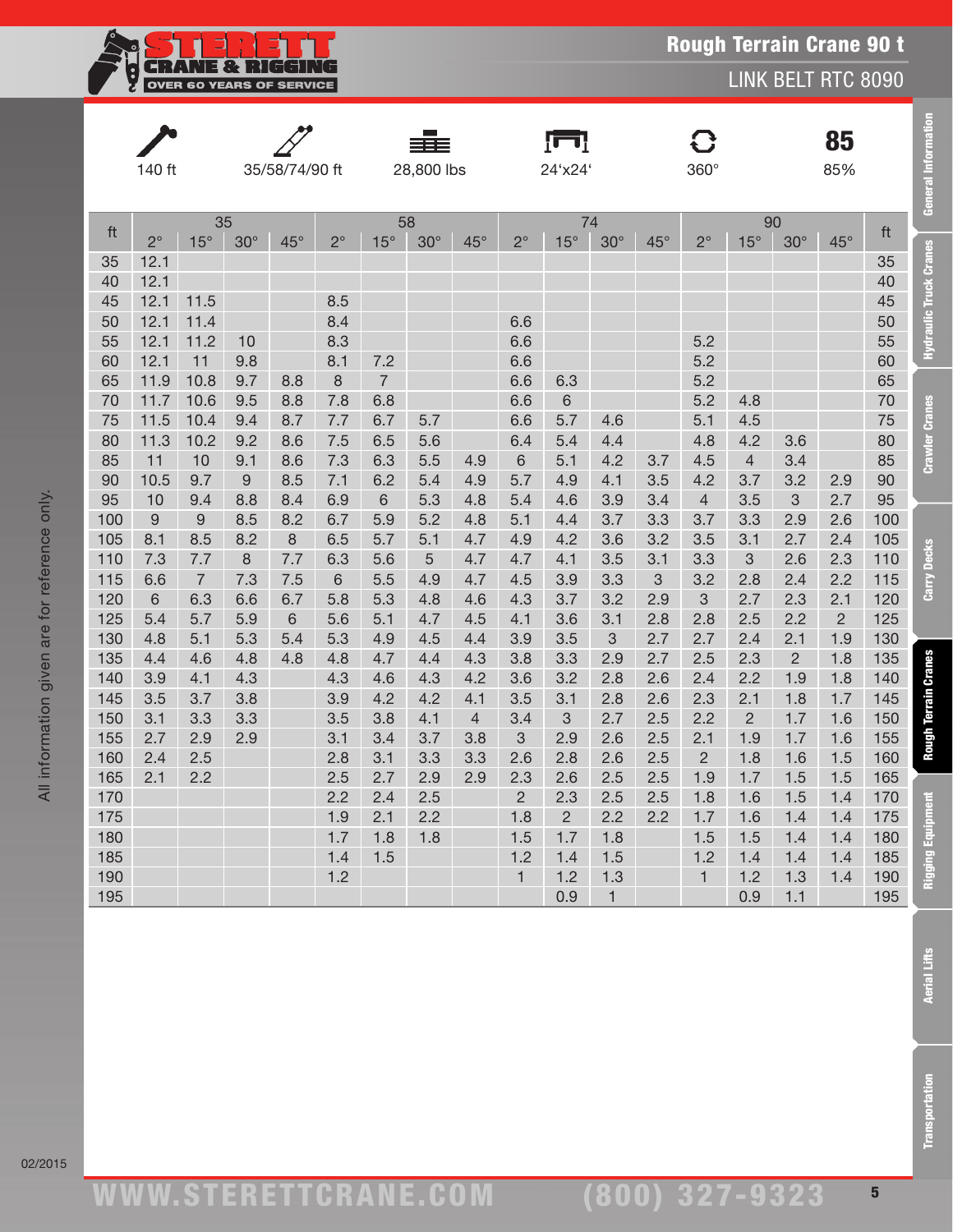# Rough Terrain Crane 90 t

## LINK BELT RTC 8090

| 140 ft | 35/58/74/90 ft | 28,800 lbs | 24'x24' | 360° | 85% |
|---|---|---|---|---|---|

| ft | 35 | | | | 58 | | | | 74 | | | | 90 | | | | ft |
|---|---|---|---|---|---|---|---|---|---|---|---|---|---|---|---|---|---|
| | 2° | 15° | 30° | 45° | 2° | 15° | 30° | 45° | 2° | 15° | 30° | 45° | 2° | 15° | 30° | 45° | |
| 35 | 12.1 | | | | | | | | | | | | | | | | 35 |
| 40 | 12.1 | | | | | | | | | | | | | | | | 40 |
| 45 | 12.1 | 11.5 | | | 8.5 | | | | | | | | | | | | 45 |
| 50 | 12.1 | 11.4 | | | 8.4 | | | | 6.6 | | | | | | | | 50 |
| 55 | 12.1 | 11.2 | 10 | | 8.3 | | | | 6.6 | | | | 5.2 | | | | 55 |
| 60 | 12.1 | 11 | 9.8 | | 8.1 | 7.2 | | | 6.6 | | | | 5.2 | | | | 60 |
| 65 | 11.9 | 10.8 | 9.7 | 8.8 | 8 | 7 | | | 6.6 | 6.3 | | | 5.2 | | | | 65 |
| 70 | 11.7 | 10.6 | 9.5 | 8.8 | 7.8 | 6.8 | | | 6.6 | 6 | | | 5.2 | 4.8 | | | 70 |
| 75 | 11.5 | 10.4 | 9.4 | 8.7 | 7.7 | 6.7 | 5.7 | | 6.6 | 5.7 | 4.6 | | 5.1 | 4.5 | | | 75 |
| 80 | 11.3 | 10.2 | 9.2 | 8.6 | 7.5 | 6.5 | 5.6 | | 6.4 | 5.4 | 4.4 | | 4.8 | 4.2 | 3.6 | | 80 |
| 85 | 11 | 10 | 9.1 | 8.6 | 7.3 | 6.3 | 5.5 | 4.9 | 6 | 5.1 | 4.2 | 3.7 | 4.5 | 4 | 3.4 | | 85 |
| 90 | 10.5 | 9.7 | 9 | 8.5 | 7.1 | 6.2 | 5.4 | 4.9 | 5.7 | 4.9 | 4.1 | 3.5 | 4.2 | 3.7 | 3.2 | 2.9 | 90 |
| 95 | 10 | 9.4 | 8.8 | 8.4 | 6.9 | 6 | 5.3 | 4.8 | 5.4 | 4.6 | 3.9 | 3.4 | 4 | 3.5 | 3 | 2.7 | 95 |
| 100 | 9 | 9 | 8.5 | 8.2 | 6.7 | 5.9 | 5.2 | 4.8 | 5.1 | 4.4 | 3.7 | 3.3 | 3.7 | 3.3 | 2.9 | 2.6 | 100 |
| 105 | 8.1 | 8.5 | 8.2 | 8 | 6.5 | 5.7 | 5.1 | 4.7 | 4.9 | 4.2 | 3.6 | 3.2 | 3.5 | 3.1 | 2.7 | 2.4 | 105 |
| 110 | 7.3 | 7.7 | 8 | 7.7 | 6.3 | 5.6 | 5 | 4.7 | 4.7 | 4.1 | 3.5 | 3.1 | 3.3 | 3 | 2.6 | 2.3 | 110 |
| 115 | 6.6 | 7 | 7.3 | 7.5 | 6 | 5.5 | 4.9 | 4.7 | 4.5 | 3.9 | 3.3 | 3 | 3.2 | 2.8 | 2.4 | 2.2 | 115 |
| 120 | 6 | 6.3 | 6.6 | 6.7 | 5.8 | 5.3 | 4.8 | 4.6 | 4.3 | 3.7 | 3.2 | 2.9 | 3 | 2.7 | 2.3 | 2.1 | 120 |
| 125 | 5.4 | 5.7 | 5.9 | 6 | 5.6 | 5.1 | 4.7 | 4.5 | 4.1 | 3.6 | 3.1 | 2.8 | 2.8 | 2.5 | 2.2 | 2 | 125 |
| 130 | 4.8 | 5.1 | 5.3 | 5.4 | 5.3 | 4.9 | 4.5 | 4.4 | 3.9 | 3.5 | 3 | 2.7 | 2.7 | 2.4 | 2.1 | 1.9 | 130 |
| 135 | 4.4 | 4.6 | 4.8 | 4.8 | 4.8 | 4.7 | 4.4 | 4.3 | 3.8 | 3.3 | 2.9 | 2.7 | 2.5 | 2.3 | 2 | 1.8 | 135 |
| 140 | 3.9 | 4.1 | 4.3 | | 4.3 | 4.6 | 4.3 | 4.2 | 3.6 | 3.2 | 2.8 | 2.6 | 2.4 | 2.2 | 1.9 | 1.8 | 140 |
| 145 | 3.5 | 3.7 | 3.8 | | 3.9 | 4.2 | 4.2 | 4.1 | 3.5 | 3.1 | 2.8 | 2.6 | 2.3 | 2.1 | 1.8 | 1.7 | 145 |
| 150 | 3.1 | 3.3 | 3.3 | | 3.5 | 3.8 | 4.1 | 4 | 3.4 | 3 | 2.7 | 2.5 | 2.2 | 2 | 1.7 | 1.6 | 150 |
| 155 | 2.7 | 2.9 | 2.9 | | 3.1 | 3.4 | 3.7 | 3.8 | 3 | 2.9 | 2.6 | 2.5 | 2.1 | 1.9 | 1.7 | 1.6 | 155 |
| 160 | 2.4 | 2.5 | | | 2.8 | 3.1 | 3.3 | 3.3 | 2.6 | 2.8 | 2.6 | 2.5 | 2 | 1.8 | 1.6 | 1.5 | 160 |
| 165 | 2.1 | 2.2 | | | 2.5 | 2.7 | 2.9 | 2.9 | 2.3 | 2.6 | 2.5 | 2.5 | 1.9 | 1.7 | 1.5 | 1.5 | 165 |
| 170 | | | | | 2.2 | 2.4 | 2.5 | | 2 | 2.3 | 2.5 | 2.5 | 1.8 | 1.6 | 1.5 | 1.4 | 170 |
| 175 | | | | | 1.9 | 2.1 | 2.2 | | 1.8 | 2 | 2.2 | 2.2 | 1.7 | 1.6 | 1.4 | 1.4 | 175 |
| 180 | | | | | 1.7 | 1.8 | 1.8 | | 1.5 | 1.7 | 1.8 | | 1.5 | 1.5 | 1.4 | 1.4 | 180 |
| 185 | | | | | 1.4 | 1.5 | | | 1.2 | 1.4 | 1.5 | | 1.2 | 1.4 | 1.4 | 1.4 | 185 |
| 190 | | | | | 1.2 | | | | 1 | 1.2 | 1.3 | | 1 | 1.2 | 1.3 | 1.4 | 190 |
| 195 | | | | | | | | | | 0.9 | 1 | | | 0.9 | 1.1 | | 195 |

All information given are for reference only.

02/2015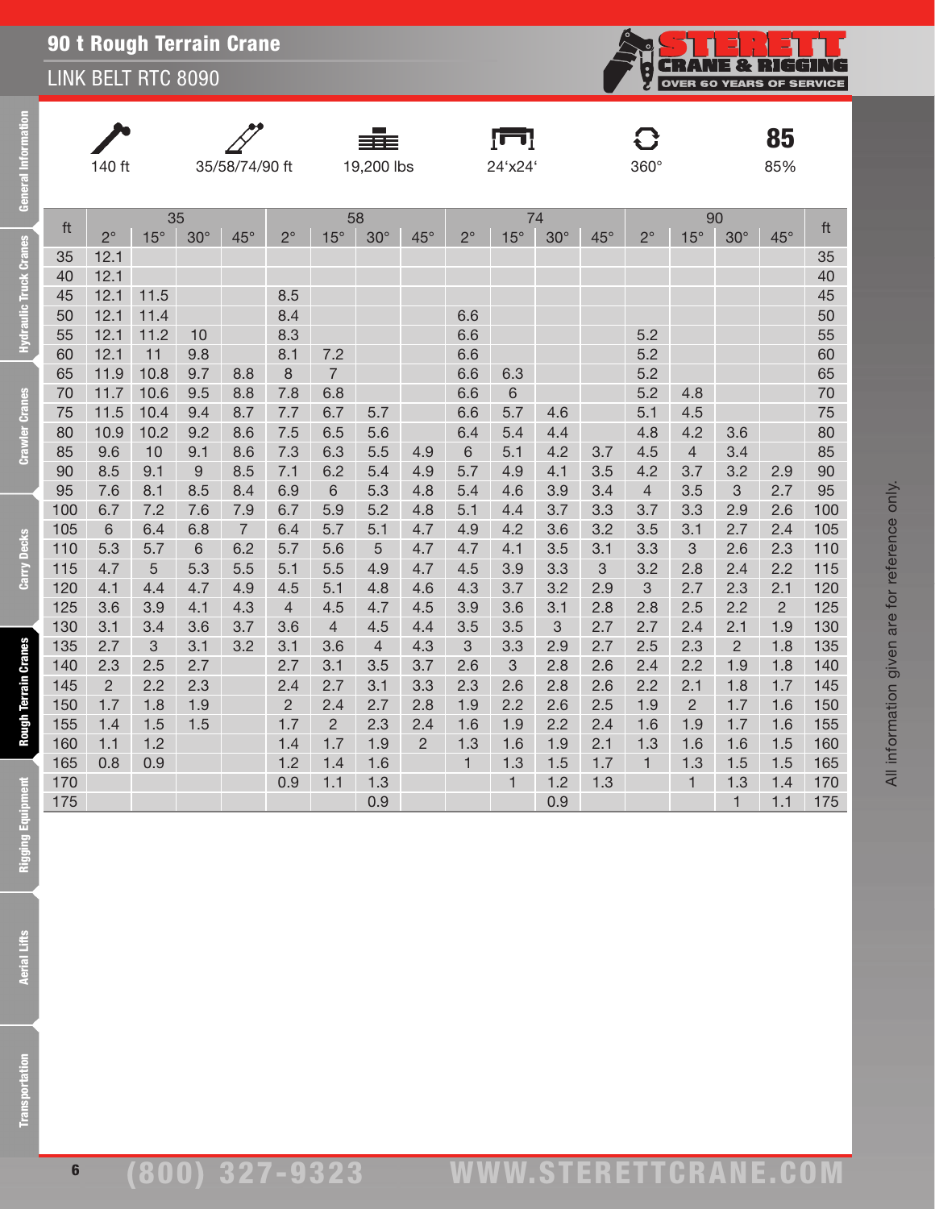# 90 t Rough Terrain Crane

## LINK BELT RTC 8090

| 140 ft | 35/58/74/90 ft | 19,200 lbs | 24'x24' | 360° | 85% |
|---|---|---|---|---|---|

| ft | 35 | | | | 58 | | | | 74 | | | | 90 | | | | ft |
|---|---|---|---|---|---|---|---|---|---|---|---|---|---|---|---|---|---|
| | 2° | 15° | 30° | 45° | 2° | 15° | 30° | 45° | 2° | 15° | 30° | 45° | 2° | 15° | 30° | 45° | |
| 35 | 12.1 | | | | | | | | | | | | | | | | 35 |
| 40 | 12.1 | | | | | | | | | | | | | | | | 40 |
| 45 | 12.1 | 11.5 | | | 8.5 | | | | | | | | | | | | 45 |
| 50 | 12.1 | 11.4 | | | 8.4 | | | | 6.6 | | | | | | | | 50 |
| 55 | 12.1 | 11.2 | 10 | | 8.3 | | | | 6.6 | | | | 5.2 | | | | 55 |
| 60 | 12.1 | 11 | 9.8 | | 8.1 | 7.2 | | | 6.6 | | | | 5.2 | | | | 60 |
| 65 | 11.9 | 10.8 | 9.7 | 8.8 | 8 | 7 | | | 6.6 | 6.3 | | | 5.2 | | | | 65 |
| 70 | 11.7 | 10.6 | 9.5 | 8.8 | 7.8 | 6.8 | | | 6.6 | 6 | | | 5.2 | 4.8 | | | 70 |
| 75 | 11.5 | 10.4 | 9.4 | 8.7 | 7.7 | 6.7 | 5.7 | | 6.6 | 5.7 | 4.6 | | 5.1 | 4.5 | | | 75 |
| 80 | 10.9 | 10.2 | 9.2 | 8.6 | 7.5 | 6.5 | 5.6 | | 6.4 | 5.4 | 4.4 | | 4.8 | 4.2 | 3.6 | | 80 |
| 85 | 9.6 | 10 | 9.1 | 8.6 | 7.3 | 6.3 | 5.5 | 4.9 | 6 | 5.1 | 4.2 | 3.7 | 4.5 | 4 | 3.4 | | 85 |
| 90 | 8.5 | 9.1 | 9 | 8.5 | 7.1 | 6.2 | 5.4 | 4.9 | 5.7 | 4.9 | 4.1 | 3.5 | 4.2 | 3.7 | 3.2 | 2.9 | 90 |
| 95 | 7.6 | 8.1 | 8.5 | 8.4 | 6.9 | 6 | 5.3 | 4.8 | 5.4 | 4.6 | 3.9 | 3.4 | 4 | 3.5 | 3 | 2.7 | 95 |
| 100 | 6.7 | 7.2 | 7.6 | 7.9 | 6.7 | 5.9 | 5.2 | 4.8 | 5.1 | 4.4 | 3.7 | 3.3 | 3.7 | 3.3 | 2.9 | 2.6 | 100 |
| 105 | 6 | 6.4 | 6.8 | 7 | 6.4 | 5.7 | 5.1 | 4.7 | 4.9 | 4.2 | 3.6 | 3.2 | 3.5 | 3.1 | 2.7 | 2.4 | 105 |
| 110 | 5.3 | 5.7 | 6 | 6.2 | 5.7 | 5.6 | 5 | 4.7 | 4.7 | 4.1 | 3.5 | 3.1 | 3.3 | 3 | 2.6 | 2.3 | 110 |
| 115 | 4.7 | 5 | 5.3 | 5.5 | 5.1 | 5.5 | 4.9 | 4.7 | 4.5 | 3.9 | 3.3 | 3 | 3.2 | 2.8 | 2.4 | 2.2 | 115 |
| 120 | 4.1 | 4.4 | 4.7 | 4.9 | 4.5 | 5.1 | 4.8 | 4.6 | 4.3 | 3.7 | 3.2 | 2.9 | 3 | 2.7 | 2.3 | 2.1 | 120 |
| 125 | 3.6 | 3.9 | 4.1 | 4.3 | 4 | 4.5 | 4.7 | 4.5 | 3.9 | 3.6 | 3.1 | 2.8 | 2.8 | 2.5 | 2.2 | 2 | 125 |
| 130 | 3.1 | 3.4 | 3.6 | 3.7 | 3.6 | 4 | 4.5 | 4.4 | 3.5 | 3.5 | 3 | 2.7 | 2.7 | 2.4 | 2.1 | 1.9 | 130 |
| 135 | 2.7 | 3 | 3.1 | 3.2 | 3.1 | 3.6 | 4 | 4.3 | 3 | 3.3 | 2.9 | 2.7 | 2.5 | 2.3 | 2 | 1.8 | 135 |
| 140 | 2.3 | 2.5 | 2.7 | | 2.7 | 3.1 | 3.5 | 3.7 | 2.6 | 3 | 2.8 | 2.6 | 2.4 | 2.2 | 1.9 | 1.8 | 140 |
| 145 | 2 | 2.2 | 2.3 | | 2.4 | 2.7 | 3.1 | 3.3 | 2.3 | 2.6 | 2.8 | 2.6 | 2.2 | 2.1 | 1.8 | 1.7 | 145 |
| 150 | 1.7 | 1.8 | 1.9 | | 2 | 2.4 | 2.7 | 2.8 | 1.9 | 2.2 | 2.6 | 2.5 | 1.9 | 2 | 1.7 | 1.6 | 150 |
| 155 | 1.4 | 1.5 | 1.5 | | 1.7 | 2 | 2.3 | 2.4 | 1.6 | 1.9 | 2.2 | 2.4 | 1.6 | 1.9 | 1.7 | 1.6 | 155 |
| 160 | 1.1 | 1.2 | | | 1.4 | 1.7 | 1.9 | 2 | 1.3 | 1.6 | 1.9 | 2.1 | 1.3 | 1.6 | 1.6 | 1.5 | 160 |
| 165 | 0.8 | 0.9 | | | 1.2 | 1.4 | 1.6 | | 1 | 1.3 | 1.5 | 1.7 | 1 | 1.3 | 1.5 | 1.5 | 165 |
| 170 | | | | | 0.9 | 1.1 | 1.3 | | | 1 | 1.2 | 1.3 | | 1 | 1.3 | 1.4 | 170 |
| 175 | | | | | | | 0.9 | | | | 0.9 | | | | 1 | 1.1 | 175 |

All information given are for reference only.